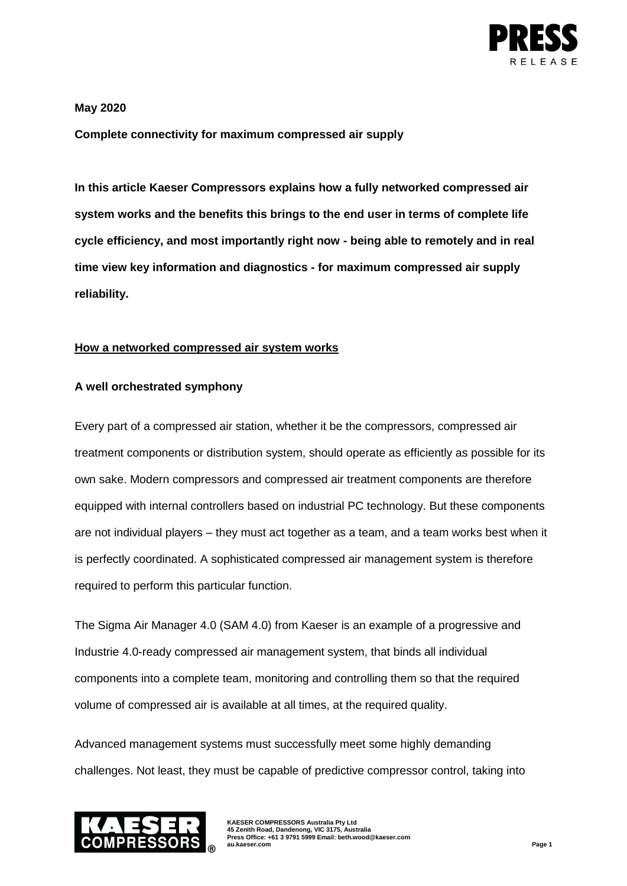**May 2020**

**Complete connectivity for maximum compressed air supply**

**In this article Kaeser Compressors explains how a fully networked compressed air system works and the benefits this brings to the end user in terms of complete life cycle efficiency, and most importantly right now - being able to remotely and in real time view key information and diagnostics - for maximum compressed air supply reliability.**

## How a networked compressed air system works

### A well orchestrated symphony

Every part of a compressed air station, whether it be the compressors, compressed air treatment components or distribution system, should operate as efficiently as possible for its own sake. Modern compressors and compressed air treatment components are therefore equipped with internal controllers based on industrial PC technology. But these components are not individual players – they must act together as a team, and a team works best when it is perfectly coordinated. A sophisticated compressed air management system is therefore required to perform this particular function.

The Sigma Air Manager 4.0 (SAM 4.0) from Kaeser is an example of a progressive and Industrie 4.0-ready compressed air management system, that binds all individual components into a complete team, monitoring and controlling them so that the required volume of compressed air is available at all times, at the required quality.

Advanced management systems must successfully meet some highly demanding challenges. Not least, they must be capable of predictive compressor control, taking into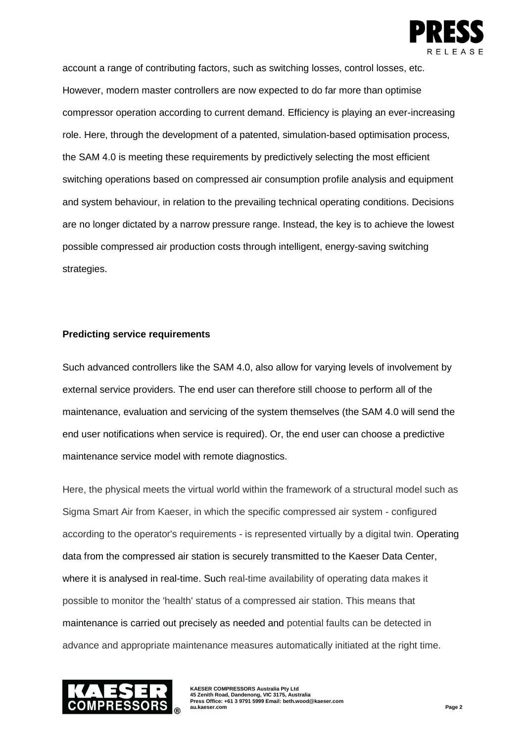account a range of contributing factors, such as switching losses, control losses, etc. However, modern master controllers are now expected to do far more than optimise compressor operation according to current demand. Efficiency is playing an ever-increasing role. Here, through the development of a patented, simulation-based optimisation process, the SAM 4.0 is meeting these requirements by predictively selecting the most efficient switching operations based on compressed air consumption profile analysis and equipment and system behaviour, in relation to the prevailing technical operating conditions. Decisions are no longer dictated by a narrow pressure range. Instead, the key is to achieve the lowest possible compressed air production costs through intelligent, energy-saving switching strategies.

**Predicting service requirements**

Such advanced controllers like the SAM 4.0, also allow for varying levels of involvement by external service providers. The end user can therefore still choose to perform all of the maintenance, evaluation and servicing of the system themselves (the SAM 4.0 will send the end user notifications when service is required). Or, the end user can choose a predictive maintenance service model with remote diagnostics.

Here, the physical meets the virtual world within the framework of a structural model such as Sigma Smart Air from Kaeser, in which the specific compressed air system - configured according to the operator's requirements - is represented virtually by a digital twin. Operating data from the compressed air station is securely transmitted to the Kaeser Data Center, where it is analysed in real-time. Such real-time availability of operating data makes it possible to monitor the 'health' status of a compressed air station. This means that maintenance is carried out precisely as needed and potential faults can be detected in advance and appropriate maintenance measures automatically initiated at the right time.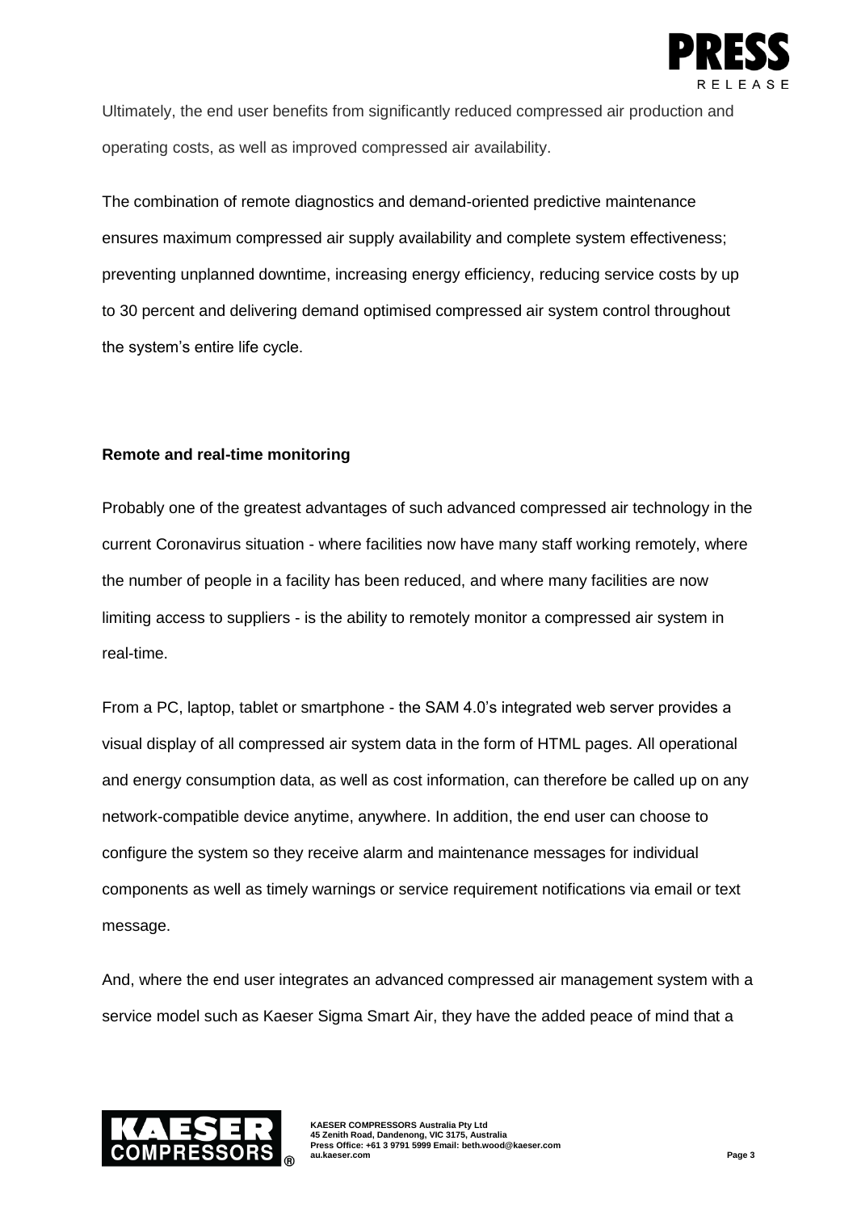Ultimately, the end user benefits from significantly reduced compressed air production and operating costs, as well as improved compressed air availability.

The combination of remote diagnostics and demand-oriented predictive maintenance ensures maximum compressed air supply availability and complete system effectiveness; preventing unplanned downtime, increasing energy efficiency, reducing service costs by up to 30 percent and delivering demand optimised compressed air system control throughout the system's entire life cycle.

**Remote and real-time monitoring**

Probably one of the greatest advantages of such advanced compressed air technology in the current Coronavirus situation - where facilities now have many staff working remotely, where the number of people in a facility has been reduced, and where many facilities are now limiting access to suppliers - is the ability to remotely monitor a compressed air system in real-time.

From a PC, laptop, tablet or smartphone - the SAM 4.0's integrated web server provides a visual display of all compressed air system data in the form of HTML pages. All operational and energy consumption data, as well as cost information, can therefore be called up on any network-compatible device anytime, anywhere. In addition, the end user can choose to configure the system so they receive alarm and maintenance messages for individual components as well as timely warnings or service requirement notifications via email or text message.

And, where the end user integrates an advanced compressed air management system with a service model such as Kaeser Sigma Smart Air, they have the added peace of mind that a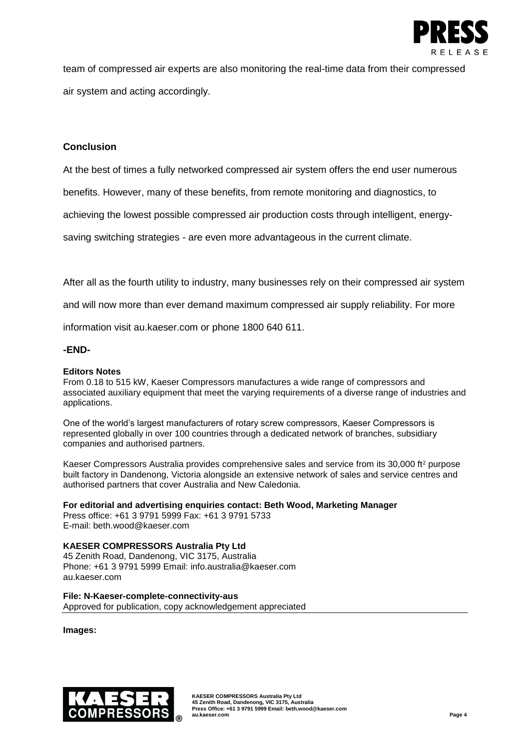team of compressed air experts are also monitoring the real-time data from their compressed air system and acting accordingly.

## Conclusion

At the best of times a fully networked compressed air system offers the end user numerous benefits. However, many of these benefits, from remote monitoring and diagnostics, to achieving the lowest possible compressed air production costs through intelligent, energy-saving switching strategies - are even more advantageous in the current climate.

After all as the fourth utility to industry, many businesses rely on their compressed air system and will now more than ever demand maximum compressed air supply reliability. For more information visit au.kaeser.com or phone 1800 640 611.

**-END-**

**Editors Notes**

From 0.18 to 515 kW, Kaeser Compressors manufactures a wide range of compressors and associated auxiliary equipment that meet the varying requirements of a diverse range of industries and applications.

One of the world's largest manufacturers of rotary screw compressors, Kaeser Compressors is represented globally in over 100 countries through a dedicated network of branches, subsidiary companies and authorised partners.

Kaeser Compressors Australia provides comprehensive sales and service from its 30,000 $ft^2$ purpose built factory in Dandenong, Victoria alongside an extensive network of sales and service centres and authorised partners that cover Australia and New Caledonia.

**For editorial and advertising enquiries contact: Beth Wood, Marketing Manager**
Press office: +61 3 9791 5999 Fax: +61 3 9791 5733
E-mail: beth.wood@kaeser.com

**KAESER COMPRESSORS Australia Pty Ltd**
45 Zenith Road, Dandenong, VIC 3175, Australia
Phone: +61 3 9791 5999 Email: info.australia@kaeser.com
au.kaeser.com

**File: N-Kaeser-complete-connectivity-aus**
Approved for publication, copy acknowledgement appreciated

**Images:**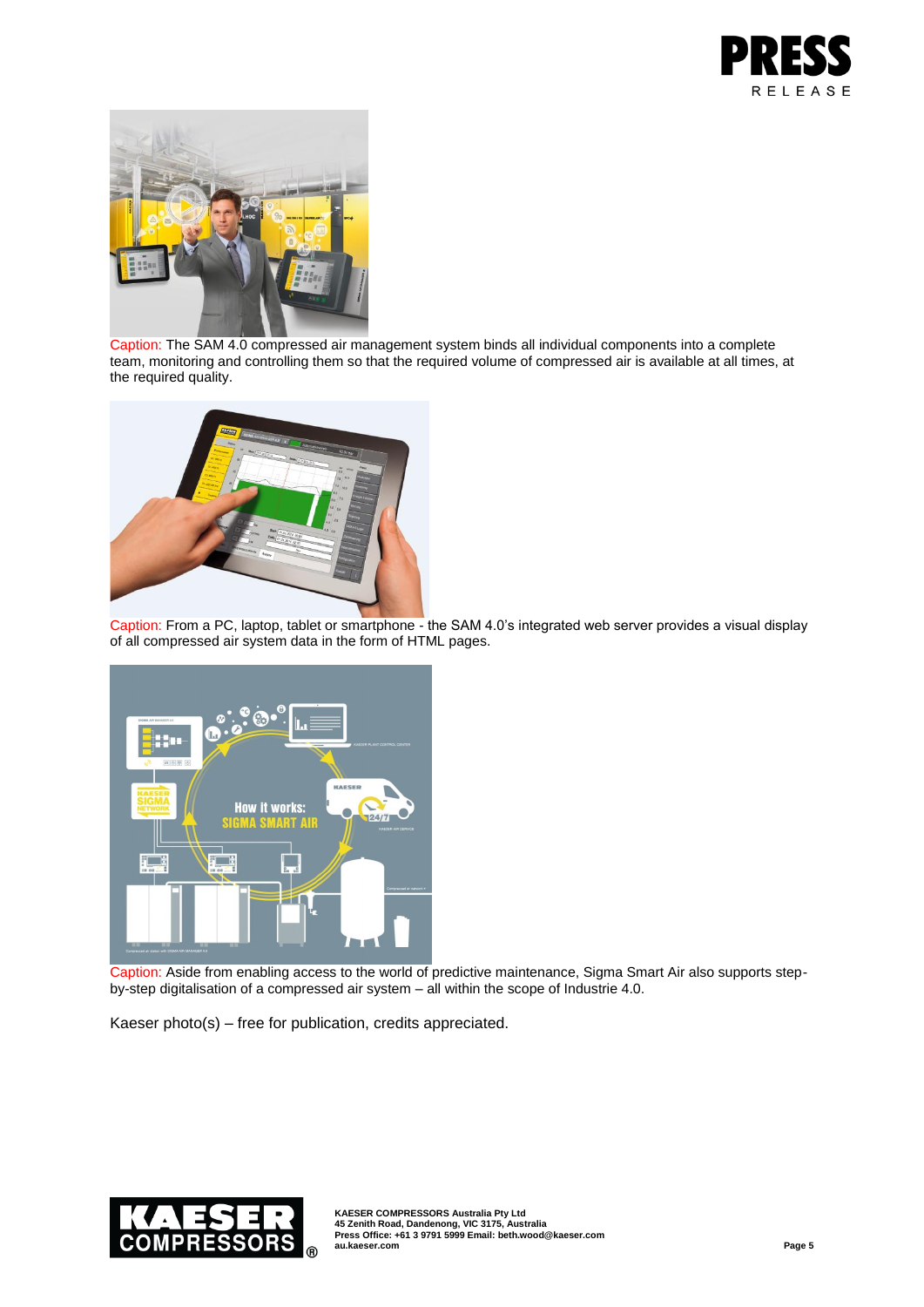Caption: The SAM 4.0 compressed air management system binds all individual components into a complete team, monitoring and controlling them so that the required volume of compressed air is available at all times, at the required quality.

Caption: From a PC, laptop, tablet or smartphone - the SAM 4.0's integrated web server provides a visual display of all compressed air system data in the form of HTML pages.

Caption: Aside from enabling access to the world of predictive maintenance, Sigma Smart Air also supports step-by-step digitalisation of a compressed air system – all within the scope of Industrie 4.0.

Kaeser photo(s) – free for publication, credits appreciated.

**KAESER COMPRESSORS Australia Pty Ltd**
**45 Zenith Road, Dandenong, VIC 3175, Australia**
**Press Office: +61 3 9791 5999 Email: beth.wood@kaeser.com**
**au.kaeser.com**